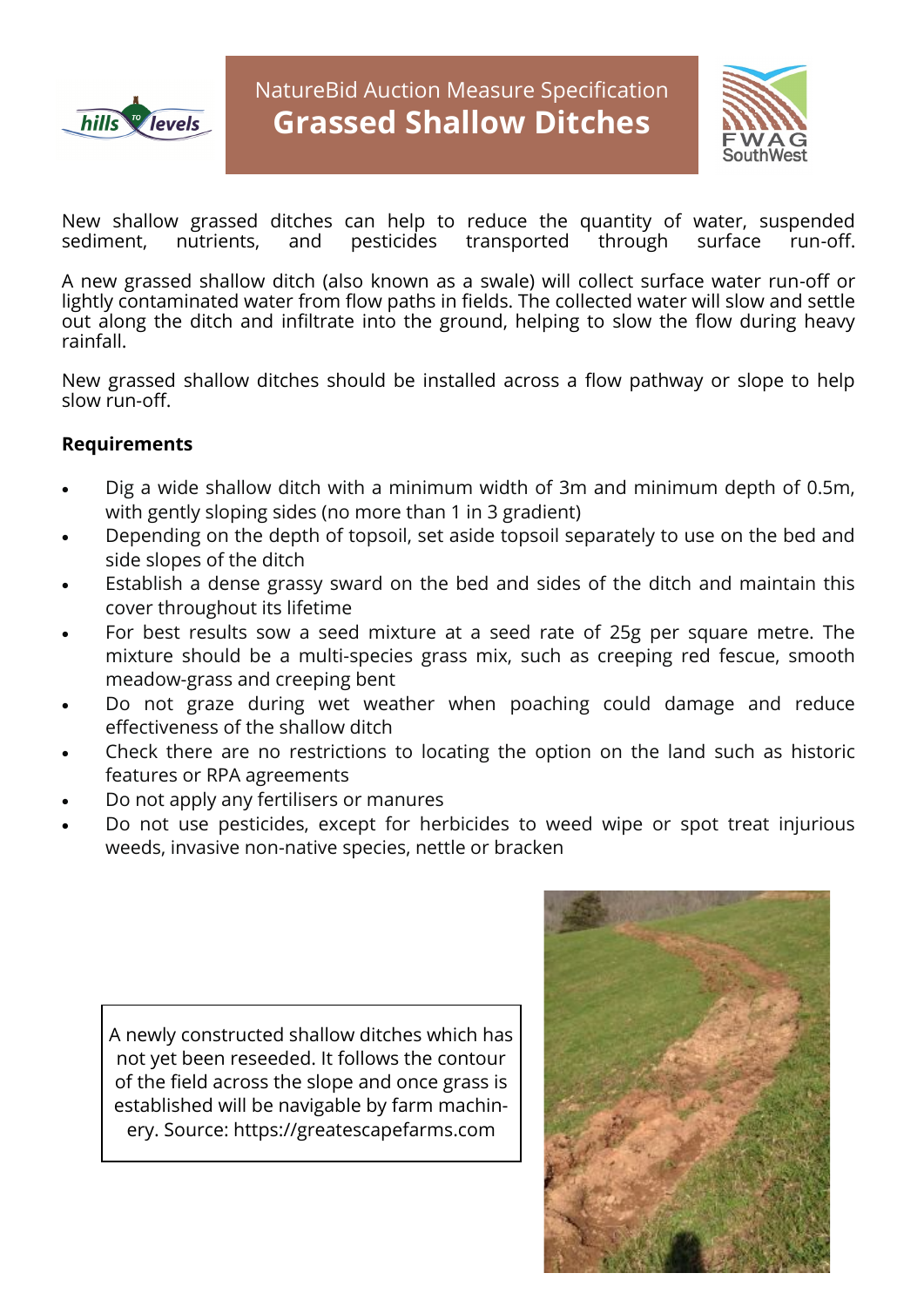NatureBid Auction Measure Specification

# Grassed Shallow Ditches

New shallow grassed ditches can help to reduce the quantity of water, suspended sediment, nutrients, and pesticides transported through surface run-off.

A new grassed shallow ditch (also known as a swale) will collect surface water run-off or lightly contaminated water from flow paths in fields. The collected water will slow and settle out along the ditch and infiltrate into the ground, helping to slow the flow during heavy rainfall.

New grassed shallow ditches should be installed across a flow pathway or slope to help slow run-off.

**Requirements**

- Dig a wide shallow ditch with a minimum width of 3m and minimum depth of 0.5m, with gently sloping sides (no more than 1 in 3 gradient)
- Depending on the depth of topsoil, set aside topsoil separately to use on the bed and side slopes of the ditch
- Establish a dense grassy sward on the bed and sides of the ditch and maintain this cover throughout its lifetime
- For best results sow a seed mixture at a seed rate of 25g per square metre. The mixture should be a multi-species grass mix, such as creeping red fescue, smooth meadow-grass and creeping bent
- Do not graze during wet weather when poaching could damage and reduce effectiveness of the shallow ditch
- Check there are no restrictions to locating the option on the land such as historic features or RPA agreements
- Do not apply any fertilisers or manures
- Do not use pesticides, except for herbicides to weed wipe or spot treat injurious weeds, invasive non-native species, nettle or bracken

A newly constructed shallow ditches which has not yet been reseeded. It follows the contour of the field across the slope and once grass is established will be navigable by farm machinery. Source: https://greatescapefarms.com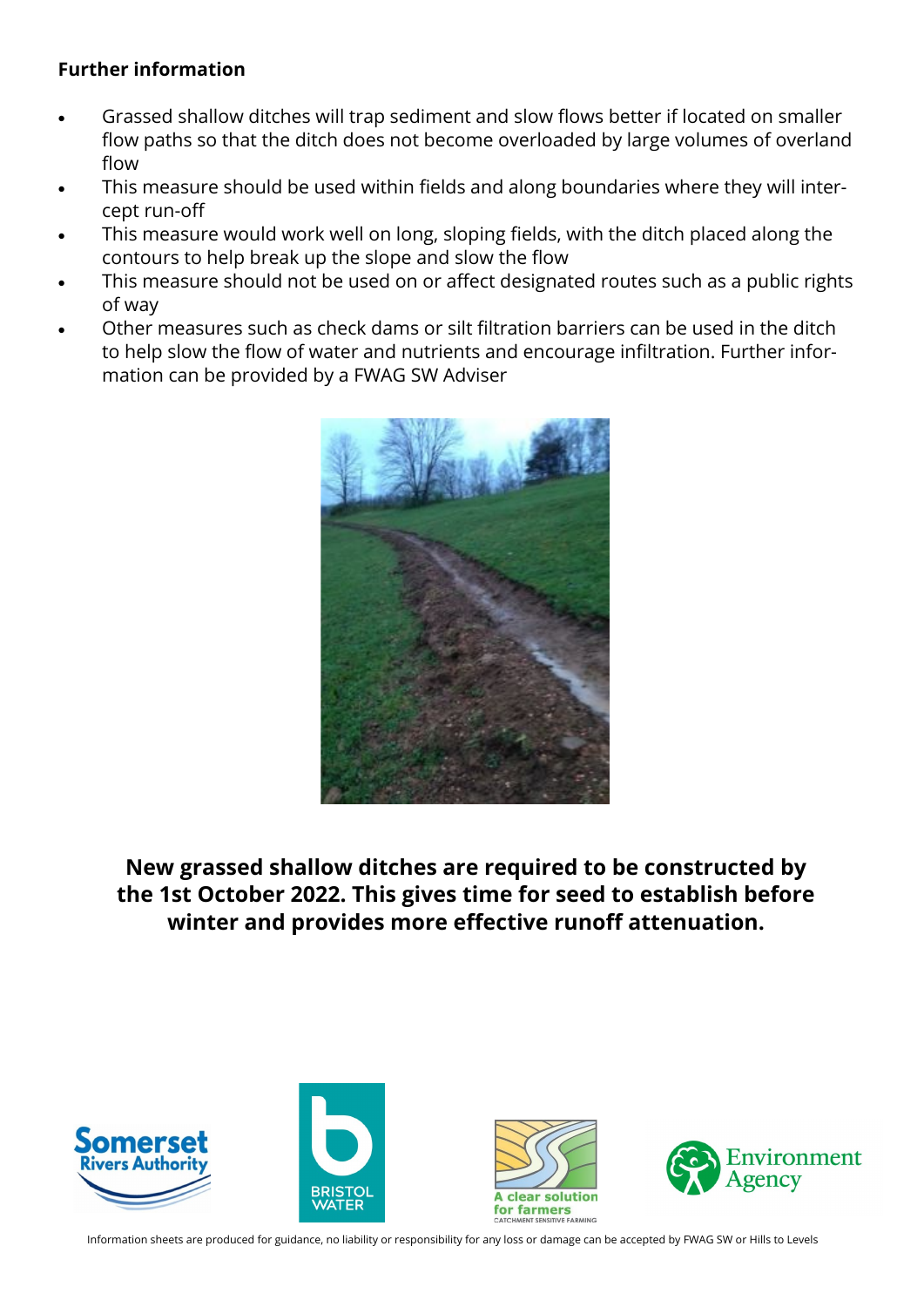**Further information**

- Grassed shallow ditches will trap sediment and slow flows better if located on smaller flow paths so that the ditch does not become overloaded by large volumes of overland flow
- This measure should be used within fields and along boundaries where they will intercept run-off
- This measure would work well on long, sloping fields, with the ditch placed along the contours to help break up the slope and slow the flow
- This measure should not be used on or affect designated routes such as a public rights of way
- Other measures such as check dams or silt filtration barriers can be used in the ditch to help slow the flow of water and nutrients and encourage infiltration. Further information can be provided by a FWAG SW Adviser

**New grassed shallow ditches are required to be constructed by the 1st October 2022. This gives time for seed to establish before winter and provides more effective runoff attenuation.**

Information sheets are produced for guidance, no liability or responsibility for any loss or damage can be accepted by FWAG SW or Hills to Levels